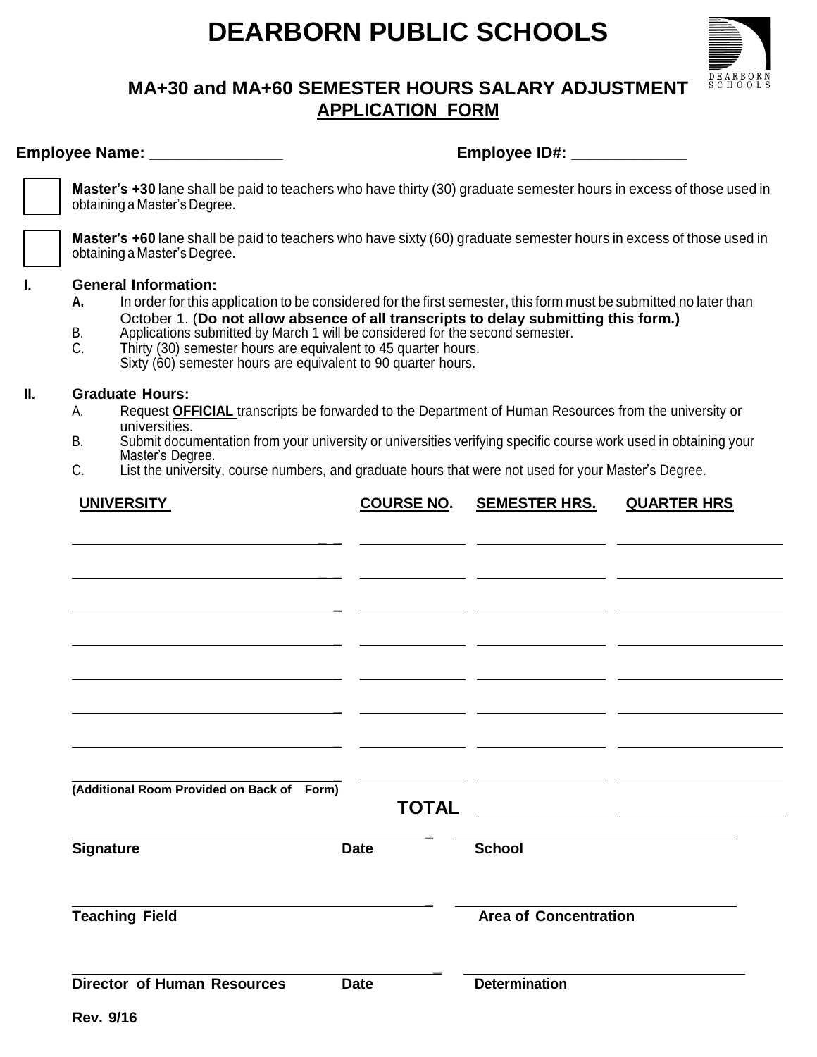# DEARBORN PUBLIC SCHOOLS

## MA+30 and MA+60 SEMESTER HOURS SALARY ADJUSTMENT
## APPLICATION FORM

**Employee Name:** _______________ **Employee ID#:** _____________

☐ **Master's +30** lane shall be paid to teachers who have thirty (30) graduate semester hours in excess of those used in obtaining a Master's Degree.

☐ **Master's +60** lane shall be paid to teachers who have sixty (60) graduate semester hours in excess of those used in obtaining a Master's Degree.

**I. General Information:**

- **A.** In order for this application to be considered for the first semester, this form must be submitted no later than October 1. (**Do not allow absence of all transcripts to delay submitting this form.)**
- B. Applications submitted by March 1 will be considered for the second semester.
- C. Thirty (30) semester hours are equivalent to 45 quarter hours. Sixty (60) semester hours are equivalent to 90 quarter hours.

**II. Graduate Hours:**

- A. Request **OFFICIAL** transcripts be forwarded to the Department of Human Resources from the university or universities.
- B. Submit documentation from your university or universities verifying specific course work used in obtaining your Master's Degree.
- C. List the university, course numbers, and graduate hours that were not used for your Master's Degree.

| UNIVERSITY | COURSE NO. | SEMESTER HRS. | QUARTER HRS |
|---|---|---|---|
| | | | |
| | | | |
| | | | |
| | | | |
| | | | |
| | | | |
| | | | |
| | | | |
| | **TOTAL** | | |

(Additional Room Provided on Back of Form)

_______________________________ _______________________________
**Signature** **Date** **School**

_______________________________ _______________________________
**Teaching Field** **Area of Concentration**

_______________________________ _______________________________
**Director of Human Resources** **Date** **Determination**

**Rev. 9/16**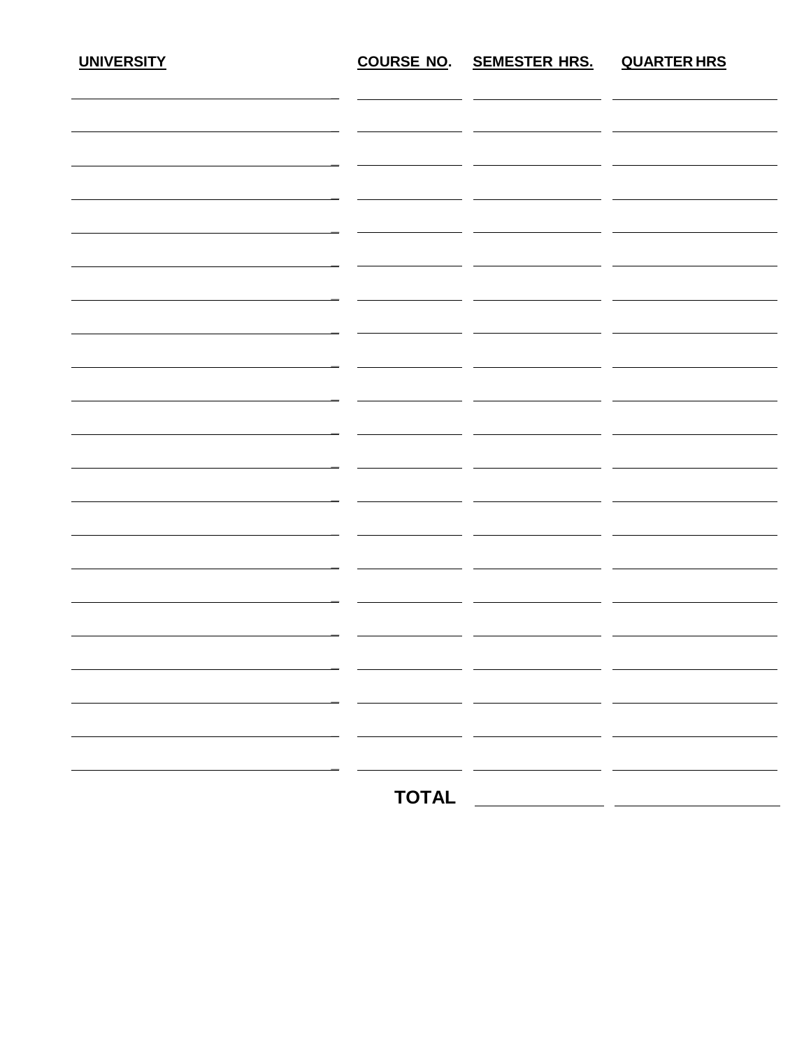| UNIVERSITY | COURSE NO. | SEMESTER HRS. | QUARTER HRS |
| --- | --- | --- | --- |
| | | | |
| | | | |
| | | | |
| | | | |
| | | | |
| | | | |
| | | | |
| | | | |
| | | | |
| | | | |
| | | | |
| | | | |
| | | | |
| | | | |
| | | | |
| | | | |
| | | | |
| | | | |
| | | | |
| | | | |
| | | | |
| | **TOTAL** | | |